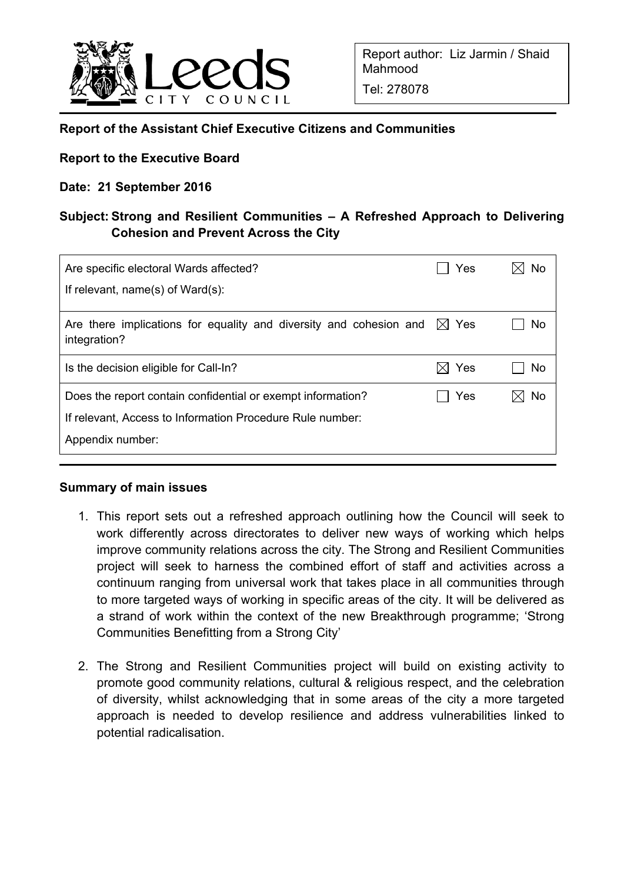Leeds City Council

Report author: Liz Jarmin / Shaid Mahmood

Tel: 278078

**Report of the Assistant Chief Executive Citizens and Communities**

**Report to the Executive Board**

**Date: 21 September 2016**

**Subject: Strong and Resilient Communities – A Refreshed Approach to Delivering Cohesion and Prevent Across the City**

| | Yes | No |
|---|---|---|
| Are specific electoral Wards affected?<br>If relevant, name(s) of Ward(s): | ☐ | ☒ |
| Are there implications for equality and diversity and cohesion and integration? | ☒ | ☐ |
| Is the decision eligible for Call-In? | ☒ | ☐ |
| Does the report contain confidential or exempt information?<br>If relevant, Access to Information Procedure Rule number:<br>Appendix number: | ☐ | ☒ |

**Summary of main issues**

1. This report sets out a refreshed approach outlining how the Council will seek to work differently across directorates to deliver new ways of working which helps improve community relations across the city. The Strong and Resilient Communities project will seek to harness the combined effort of staff and activities across a continuum ranging from universal work that takes place in all communities through to more targeted ways of working in specific areas of the city. It will be delivered as a strand of work within the context of the new Breakthrough programme; 'Strong Communities Benefitting from a Strong City'

2. The Strong and Resilient Communities project will build on existing activity to promote good community relations, cultural & religious respect, and the celebration of diversity, whilst acknowledging that in some areas of the city a more targeted approach is needed to develop resilience and address vulnerabilities linked to potential radicalisation.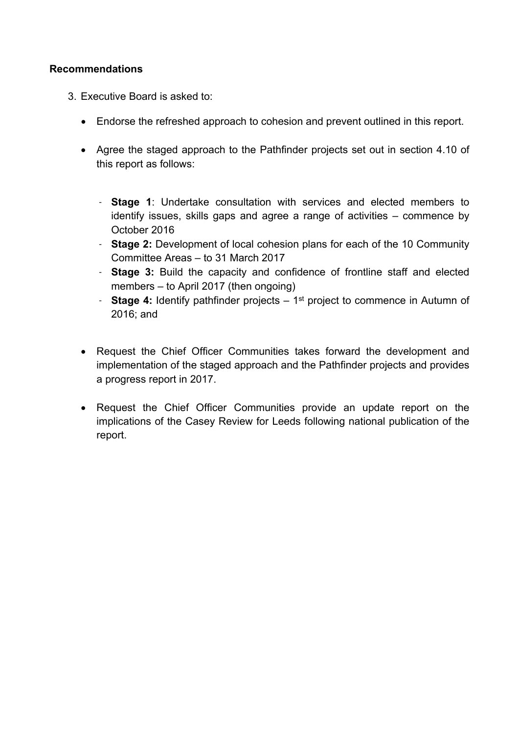**Recommendations**

3. Executive Board is asked to:

   - Endorse the refreshed approach to cohesion and prevent outlined in this report.

   - Agree the staged approach to the Pathfinder projects set out in section 4.10 of this report as follows:

     - **Stage 1**: Undertake consultation with services and elected members to identify issues, skills gaps and agree a range of activities – commence by October 2016
     - **Stage 2:** Development of local cohesion plans for each of the 10 Community Committee Areas – to 31 March 2017
     - **Stage 3:** Build the capacity and confidence of frontline staff and elected members – to April 2017 (then ongoing)
     - **Stage 4:** Identify pathfinder projects – 1st project to commence in Autumn of 2016; and

   - Request the Chief Officer Communities takes forward the development and implementation of the staged approach and the Pathfinder projects and provides a progress report in 2017.

   - Request the Chief Officer Communities provide an update report on the implications of the Casey Review for Leeds following national publication of the report.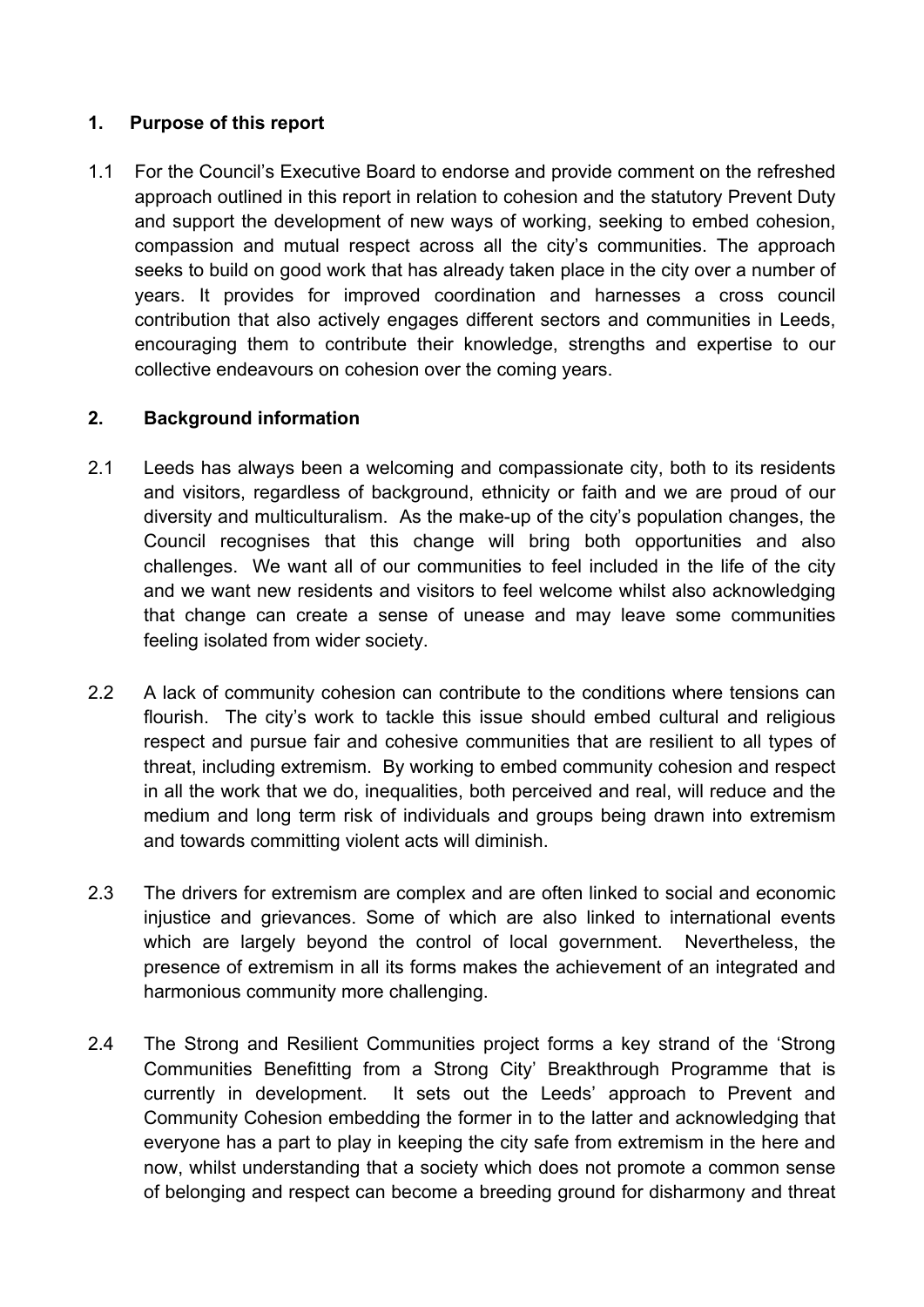## 1. Purpose of this report

1.1 For the Council's Executive Board to endorse and provide comment on the refreshed approach outlined in this report in relation to cohesion and the statutory Prevent Duty and support the development of new ways of working, seeking to embed cohesion, compassion and mutual respect across all the city's communities. The approach seeks to build on good work that has already taken place in the city over a number of years. It provides for improved coordination and harnesses a cross council contribution that also actively engages different sectors and communities in Leeds, encouraging them to contribute their knowledge, strengths and expertise to our collective endeavours on cohesion over the coming years.

## 2. Background information

2.1 Leeds has always been a welcoming and compassionate city, both to its residents and visitors, regardless of background, ethnicity or faith and we are proud of our diversity and multiculturalism. As the make-up of the city's population changes, the Council recognises that this change will bring both opportunities and also challenges. We want all of our communities to feel included in the life of the city and we want new residents and visitors to feel welcome whilst also acknowledging that change can create a sense of unease and may leave some communities feeling isolated from wider society.

2.2 A lack of community cohesion can contribute to the conditions where tensions can flourish. The city's work to tackle this issue should embed cultural and religious respect and pursue fair and cohesive communities that are resilient to all types of threat, including extremism. By working to embed community cohesion and respect in all the work that we do, inequalities, both perceived and real, will reduce and the medium and long term risk of individuals and groups being drawn into extremism and towards committing violent acts will diminish.

2.3 The drivers for extremism are complex and are often linked to social and economic injustice and grievances. Some of which are also linked to international events which are largely beyond the control of local government. Nevertheless, the presence of extremism in all its forms makes the achievement of an integrated and harmonious community more challenging.

2.4 The Strong and Resilient Communities project forms a key strand of the 'Strong Communities Benefitting from a Strong City' Breakthrough Programme that is currently in development. It sets out the Leeds' approach to Prevent and Community Cohesion embedding the former in to the latter and acknowledging that everyone has a part to play in keeping the city safe from extremism in the here and now, whilst understanding that a society which does not promote a common sense of belonging and respect can become a breeding ground for disharmony and threat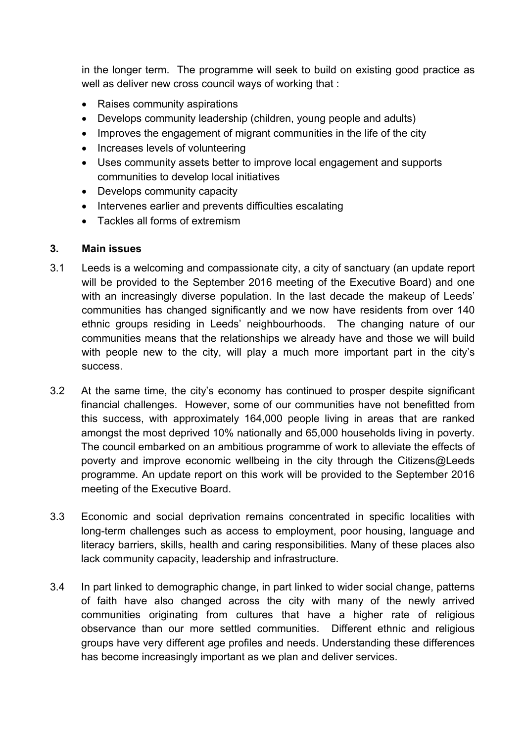in the longer term. The programme will seek to build on existing good practice as well as deliver new cross council ways of working that :

- Raises community aspirations
- Develops community leadership (children, young people and adults)
- Improves the engagement of migrant communities in the life of the city
- Increases levels of volunteering
- Uses community assets better to improve local engagement and supports communities to develop local initiatives
- Develops community capacity
- Intervenes earlier and prevents difficulties escalating
- Tackles all forms of extremism

## 3. Main issues

3.1 Leeds is a welcoming and compassionate city, a city of sanctuary (an update report will be provided to the September 2016 meeting of the Executive Board) and one with an increasingly diverse population. In the last decade the makeup of Leeds' communities has changed significantly and we now have residents from over 140 ethnic groups residing in Leeds' neighbourhoods. The changing nature of our communities means that the relationships we already have and those we will build with people new to the city, will play a much more important part in the city's success.

3.2 At the same time, the city's economy has continued to prosper despite significant financial challenges. However, some of our communities have not benefitted from this success, with approximately 164,000 people living in areas that are ranked amongst the most deprived 10% nationally and 65,000 households living in poverty. The council embarked on an ambitious programme of work to alleviate the effects of poverty and improve economic wellbeing in the city through the Citizens@Leeds programme. An update report on this work will be provided to the September 2016 meeting of the Executive Board.

3.3 Economic and social deprivation remains concentrated in specific localities with long-term challenges such as access to employment, poor housing, language and literacy barriers, skills, health and caring responsibilities. Many of these places also lack community capacity, leadership and infrastructure.

3.4 In part linked to demographic change, in part linked to wider social change, patterns of faith have also changed across the city with many of the newly arrived communities originating from cultures that have a higher rate of religious observance than our more settled communities. Different ethnic and religious groups have very different age profiles and needs. Understanding these differences has become increasingly important as we plan and deliver services.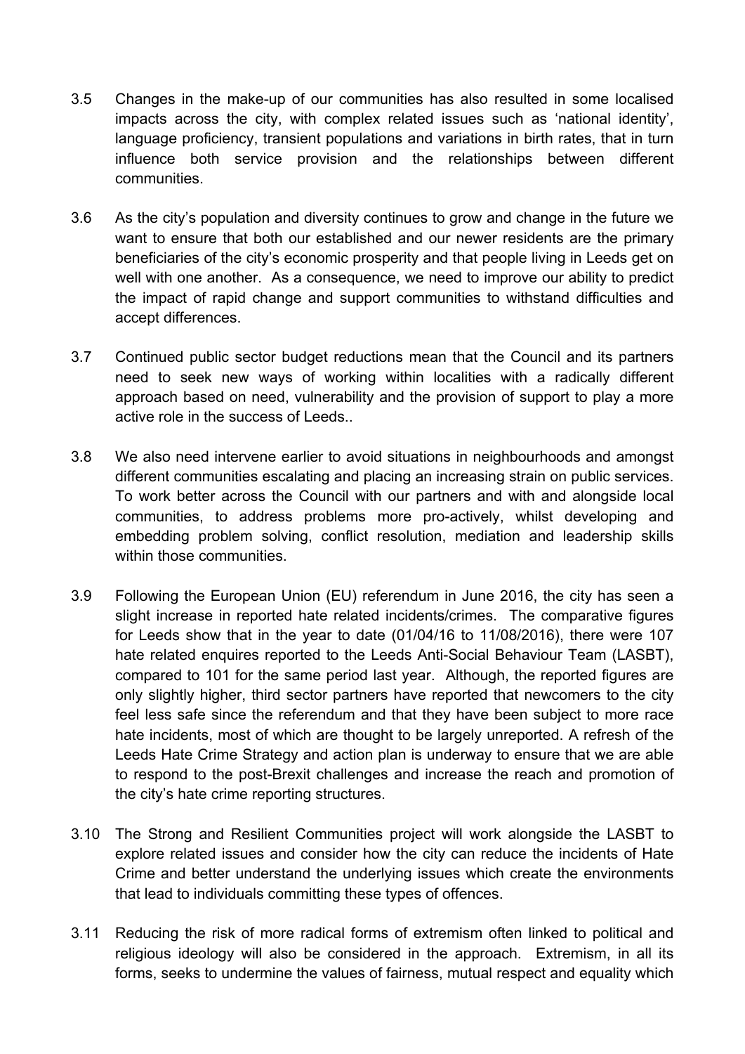3.5 Changes in the make-up of our communities has also resulted in some localised impacts across the city, with complex related issues such as 'national identity', language proficiency, transient populations and variations in birth rates, that in turn influence both service provision and the relationships between different communities.

3.6 As the city's population and diversity continues to grow and change in the future we want to ensure that both our established and our newer residents are the primary beneficiaries of the city's economic prosperity and that people living in Leeds get on well with one another. As a consequence, we need to improve our ability to predict the impact of rapid change and support communities to withstand difficulties and accept differences.

3.7 Continued public sector budget reductions mean that the Council and its partners need to seek new ways of working within localities with a radically different approach based on need, vulnerability and the provision of support to play a more active role in the success of Leeds..

3.8 We also need intervene earlier to avoid situations in neighbourhoods and amongst different communities escalating and placing an increasing strain on public services. To work better across the Council with our partners and with and alongside local communities, to address problems more pro-actively, whilst developing and embedding problem solving, conflict resolution, mediation and leadership skills within those communities.

3.9 Following the European Union (EU) referendum in June 2016, the city has seen a slight increase in reported hate related incidents/crimes. The comparative figures for Leeds show that in the year to date (01/04/16 to 11/08/2016), there were 107 hate related enquires reported to the Leeds Anti-Social Behaviour Team (LASBT), compared to 101 for the same period last year. Although, the reported figures are only slightly higher, third sector partners have reported that newcomers to the city feel less safe since the referendum and that they have been subject to more race hate incidents, most of which are thought to be largely unreported. A refresh of the Leeds Hate Crime Strategy and action plan is underway to ensure that we are able to respond to the post-Brexit challenges and increase the reach and promotion of the city's hate crime reporting structures.

3.10 The Strong and Resilient Communities project will work alongside the LASBT to explore related issues and consider how the city can reduce the incidents of Hate Crime and better understand the underlying issues which create the environments that lead to individuals committing these types of offences.

3.11 Reducing the risk of more radical forms of extremism often linked to political and religious ideology will also be considered in the approach. Extremism, in all its forms, seeks to undermine the values of fairness, mutual respect and equality which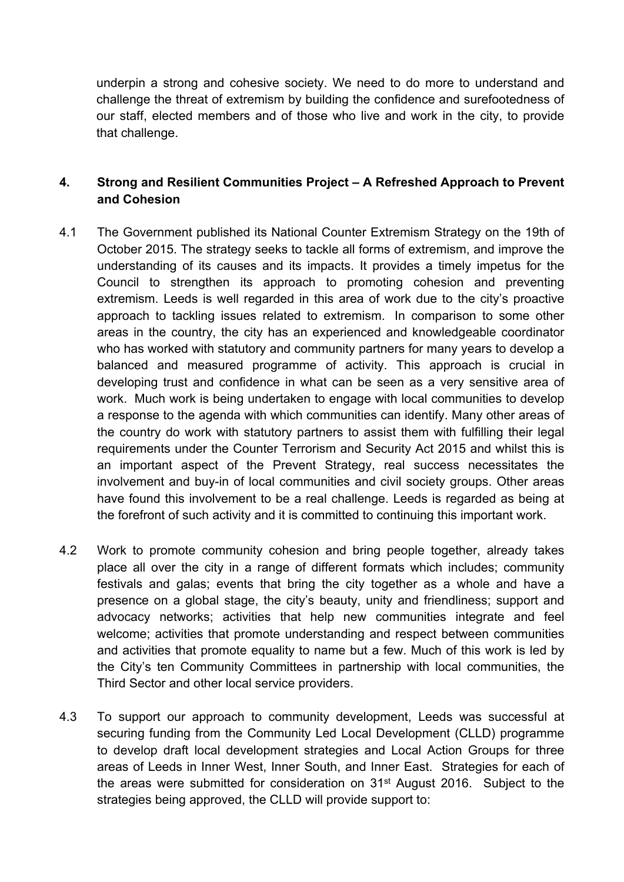underpin a strong and cohesive society. We need to do more to understand and challenge the threat of extremism by building the confidence and surefootedness of our staff, elected members and of those who live and work in the city, to provide that challenge.

## 4. Strong and Resilient Communities Project – A Refreshed Approach to Prevent and Cohesion

4.1 The Government published its National Counter Extremism Strategy on the 19th of October 2015. The strategy seeks to tackle all forms of extremism, and improve the understanding of its causes and its impacts. It provides a timely impetus for the Council to strengthen its approach to promoting cohesion and preventing extremism. Leeds is well regarded in this area of work due to the city's proactive approach to tackling issues related to extremism. In comparison to some other areas in the country, the city has an experienced and knowledgeable coordinator who has worked with statutory and community partners for many years to develop a balanced and measured programme of activity. This approach is crucial in developing trust and confidence in what can be seen as a very sensitive area of work. Much work is being undertaken to engage with local communities to develop a response to the agenda with which communities can identify. Many other areas of the country do work with statutory partners to assist them with fulfilling their legal requirements under the Counter Terrorism and Security Act 2015 and whilst this is an important aspect of the Prevent Strategy, real success necessitates the involvement and buy-in of local communities and civil society groups. Other areas have found this involvement to be a real challenge. Leeds is regarded as being at the forefront of such activity and it is committed to continuing this important work.

4.2 Work to promote community cohesion and bring people together, already takes place all over the city in a range of different formats which includes; community festivals and galas; events that bring the city together as a whole and have a presence on a global stage, the city's beauty, unity and friendliness; support and advocacy networks; activities that help new communities integrate and feel welcome; activities that promote understanding and respect between communities and activities that promote equality to name but a few. Much of this work is led by the City's ten Community Committees in partnership with local communities, the Third Sector and other local service providers.

4.3 To support our approach to community development, Leeds was successful at securing funding from the Community Led Local Development (CLLD) programme to develop draft local development strategies and Local Action Groups for three areas of Leeds in Inner West, Inner South, and Inner East. Strategies for each of the areas were submitted for consideration on 31st August 2016. Subject to the strategies being approved, the CLLD will provide support to: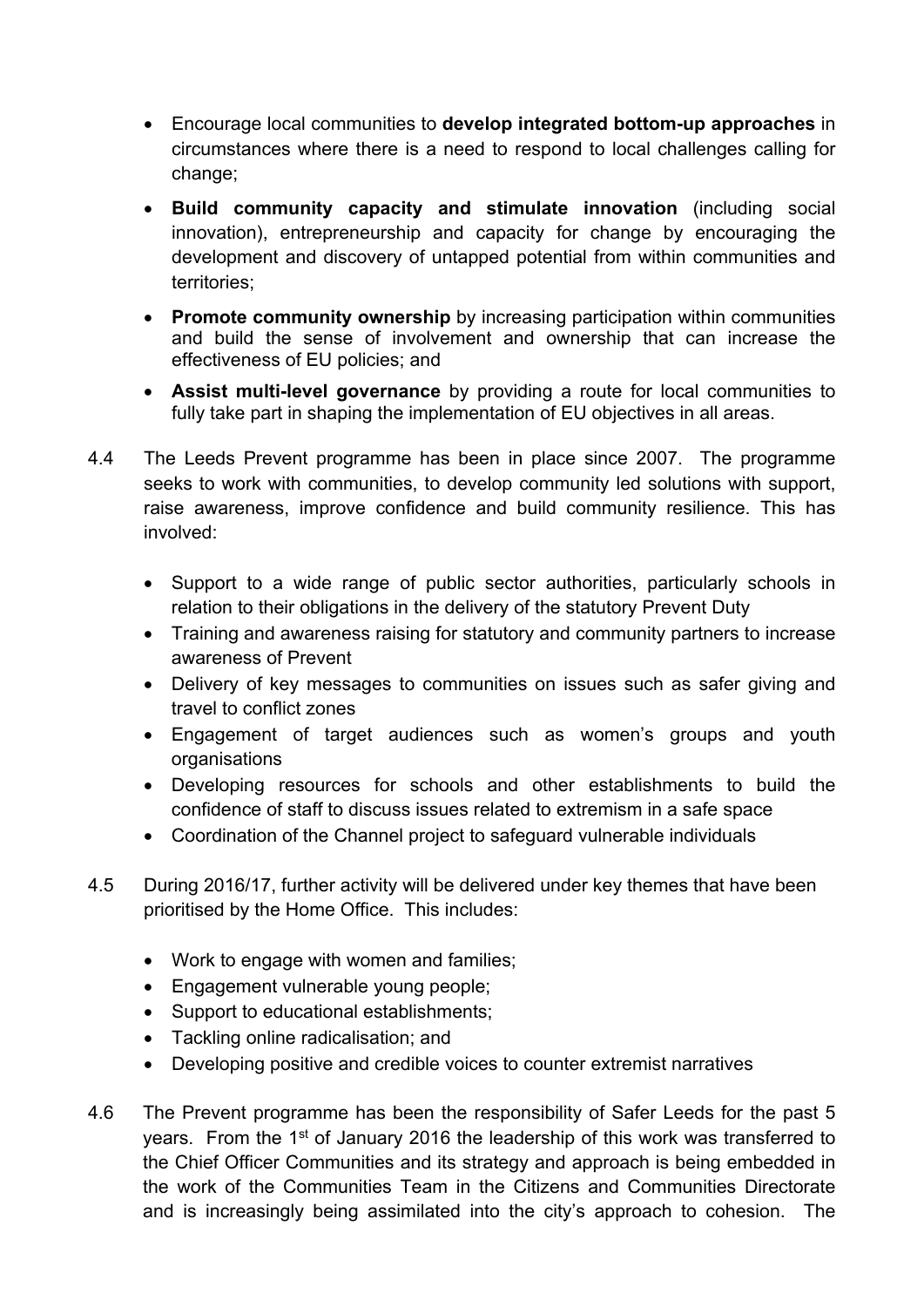- Encourage local communities to **develop integrated bottom-up approaches** in circumstances where there is a need to respond to local challenges calling for change;
- **Build community capacity and stimulate innovation** (including social innovation), entrepreneurship and capacity for change by encouraging the development and discovery of untapped potential from within communities and territories;
- **Promote community ownership** by increasing participation within communities and build the sense of involvement and ownership that can increase the effectiveness of EU policies; and
- **Assist multi-level governance** by providing a route for local communities to fully take part in shaping the implementation of EU objectives in all areas.

4.4 The Leeds Prevent programme has been in place since 2007. The programme seeks to work with communities, to develop community led solutions with support, raise awareness, improve confidence and build community resilience. This has involved:

- Support to a wide range of public sector authorities, particularly schools in relation to their obligations in the delivery of the statutory Prevent Duty
- Training and awareness raising for statutory and community partners to increase awareness of Prevent
- Delivery of key messages to communities on issues such as safer giving and travel to conflict zones
- Engagement of target audiences such as women's groups and youth organisations
- Developing resources for schools and other establishments to build the confidence of staff to discuss issues related to extremism in a safe space
- Coordination of the Channel project to safeguard vulnerable individuals

4.5 During 2016/17, further activity will be delivered under key themes that have been prioritised by the Home Office. This includes:

- Work to engage with women and families;
- Engagement vulnerable young people;
- Support to educational establishments;
- Tackling online radicalisation; and
- Developing positive and credible voices to counter extremist narratives

4.6 The Prevent programme has been the responsibility of Safer Leeds for the past 5 years. From the 1st of January 2016 the leadership of this work was transferred to the Chief Officer Communities and its strategy and approach is being embedded in the work of the Communities Team in the Citizens and Communities Directorate and is increasingly being assimilated into the city's approach to cohesion. The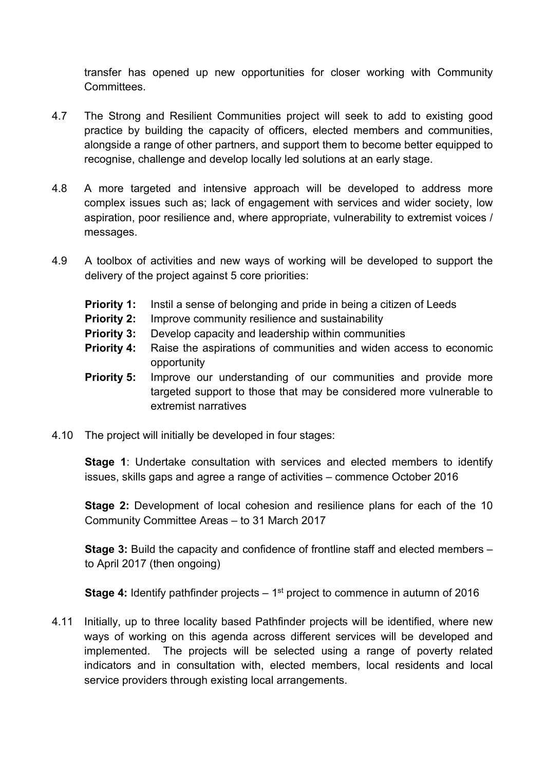transfer has opened up new opportunities for closer working with Community Committees.

4.7 The Strong and Resilient Communities project will seek to add to existing good practice by building the capacity of officers, elected members and communities, alongside a range of other partners, and support them to become better equipped to recognise, challenge and develop locally led solutions at an early stage.

4.8 A more targeted and intensive approach will be developed to address more complex issues such as; lack of engagement with services and wider society, low aspiration, poor resilience and, where appropriate, vulnerability to extremist voices / messages.

4.9 A toolbox of activities and new ways of working will be developed to support the delivery of the project against 5 core priorities:

- **Priority 1:** Instil a sense of belonging and pride in being a citizen of Leeds
- **Priority 2:** Improve community resilience and sustainability
- **Priority 3:** Develop capacity and leadership within communities
- **Priority 4:** Raise the aspirations of communities and widen access to economic opportunity
- **Priority 5:** Improve our understanding of our communities and provide more targeted support to those that may be considered more vulnerable to extremist narratives

4.10 The project will initially be developed in four stages:

**Stage 1**: Undertake consultation with services and elected members to identify issues, skills gaps and agree a range of activities – commence October 2016

**Stage 2:** Development of local cohesion and resilience plans for each of the 10 Community Committee Areas – to 31 March 2017

**Stage 3:** Build the capacity and confidence of frontline staff and elected members – to April 2017 (then ongoing)

**Stage 4:** Identify pathfinder projects – 1st project to commence in autumn of 2016

4.11 Initially, up to three locality based Pathfinder projects will be identified, where new ways of working on this agenda across different services will be developed and implemented. The projects will be selected using a range of poverty related indicators and in consultation with, elected members, local residents and local service providers through existing local arrangements.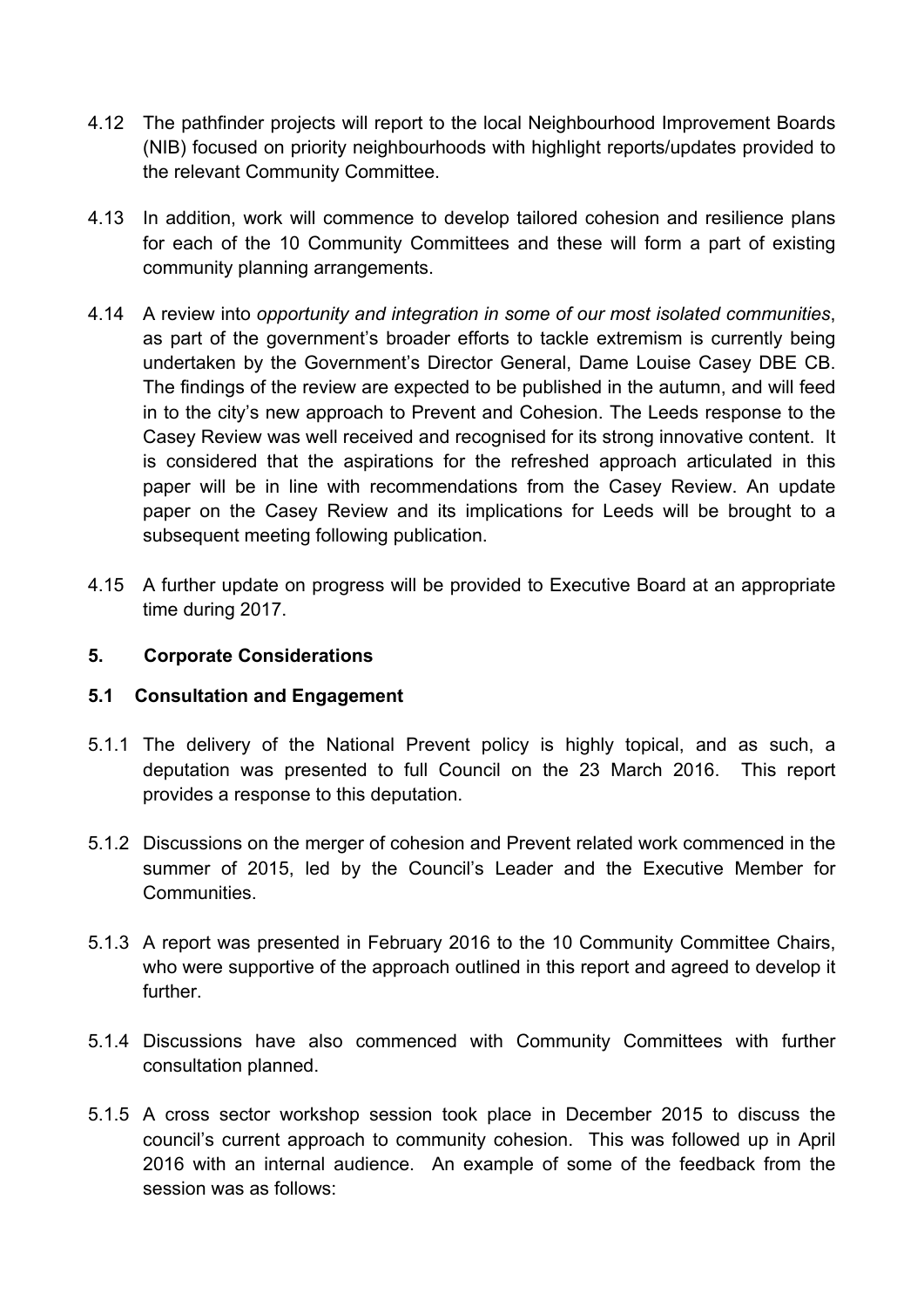4.12 The pathfinder projects will report to the local Neighbourhood Improvement Boards (NIB) focused on priority neighbourhoods with highlight reports/updates provided to the relevant Community Committee.

4.13 In addition, work will commence to develop tailored cohesion and resilience plans for each of the 10 Community Committees and these will form a part of existing community planning arrangements.

4.14 A review into *opportunity and integration in some of our most isolated communities*, as part of the government's broader efforts to tackle extremism is currently being undertaken by the Government's Director General, Dame Louise Casey DBE CB. The findings of the review are expected to be published in the autumn, and will feed in to the city's new approach to Prevent and Cohesion. The Leeds response to the Casey Review was well received and recognised for its strong innovative content. It is considered that the aspirations for the refreshed approach articulated in this paper will be in line with recommendations from the Casey Review. An update paper on the Casey Review and its implications for Leeds will be brought to a subsequent meeting following publication.

4.15 A further update on progress will be provided to Executive Board at an appropriate time during 2017.

## 5. Corporate Considerations

### 5.1 Consultation and Engagement

5.1.1 The delivery of the National Prevent policy is highly topical, and as such, a deputation was presented to full Council on the 23 March 2016. This report provides a response to this deputation.

5.1.2 Discussions on the merger of cohesion and Prevent related work commenced in the summer of 2015, led by the Council's Leader and the Executive Member for Communities.

5.1.3 A report was presented in February 2016 to the 10 Community Committee Chairs, who were supportive of the approach outlined in this report and agreed to develop it further.

5.1.4 Discussions have also commenced with Community Committees with further consultation planned.

5.1.5 A cross sector workshop session took place in December 2015 to discuss the council's current approach to community cohesion. This was followed up in April 2016 with an internal audience. An example of some of the feedback from the session was as follows: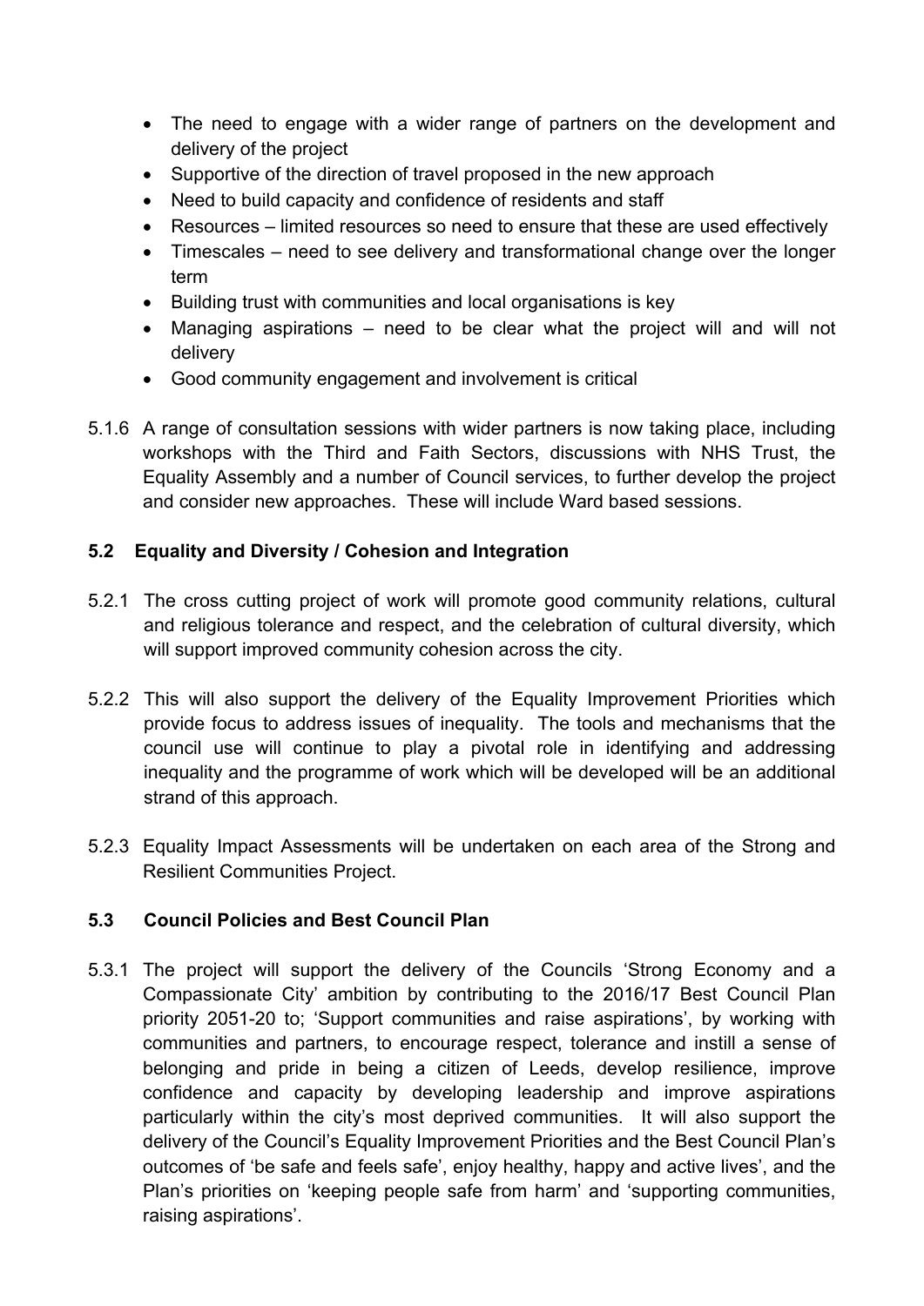- The need to engage with a wider range of partners on the development and delivery of the project
- Supportive of the direction of travel proposed in the new approach
- Need to build capacity and confidence of residents and staff
- Resources – limited resources so need to ensure that these are used effectively
- Timescales – need to see delivery and transformational change over the longer term
- Building trust with communities and local organisations is key
- Managing aspirations – need to be clear what the project will and will not delivery
- Good community engagement and involvement is critical

5.1.6 A range of consultation sessions with wider partners is now taking place, including workshops with the Third and Faith Sectors, discussions with NHS Trust, the Equality Assembly and a number of Council services, to further develop the project and consider new approaches. These will include Ward based sessions.

### 5.2 Equality and Diversity / Cohesion and Integration

5.2.1 The cross cutting project of work will promote good community relations, cultural and religious tolerance and respect, and the celebration of cultural diversity, which will support improved community cohesion across the city.

5.2.2 This will also support the delivery of the Equality Improvement Priorities which provide focus to address issues of inequality. The tools and mechanisms that the council use will continue to play a pivotal role in identifying and addressing inequality and the programme of work which will be developed will be an additional strand of this approach.

5.2.3 Equality Impact Assessments will be undertaken on each area of the Strong and Resilient Communities Project.

### 5.3 Council Policies and Best Council Plan

5.3.1 The project will support the delivery of the Councils 'Strong Economy and a Compassionate City' ambition by contributing to the 2016/17 Best Council Plan priority 2051-20 to; 'Support communities and raise aspirations', by working with communities and partners, to encourage respect, tolerance and instill a sense of belonging and pride in being a citizen of Leeds, develop resilience, improve confidence and capacity by developing leadership and improve aspirations particularly within the city's most deprived communities. It will also support the delivery of the Council's Equality Improvement Priorities and the Best Council Plan's outcomes of 'be safe and feels safe', enjoy healthy, happy and active lives', and the Plan's priorities on 'keeping people safe from harm' and 'supporting communities, raising aspirations'.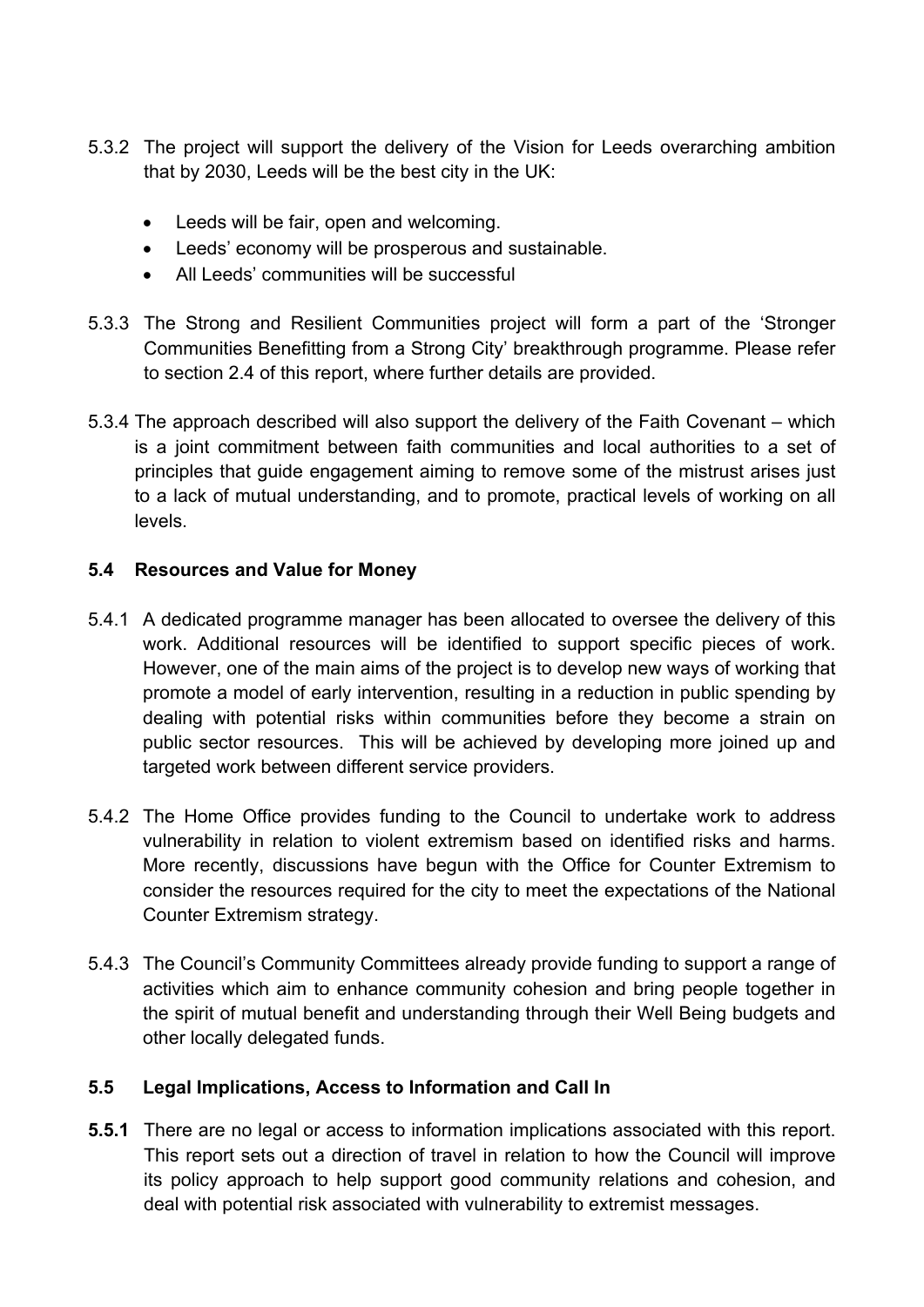5.3.2 The project will support the delivery of the Vision for Leeds overarching ambition that by 2030, Leeds will be the best city in the UK:

- Leeds will be fair, open and welcoming.
- Leeds' economy will be prosperous and sustainable.
- All Leeds' communities will be successful

5.3.3 The Strong and Resilient Communities project will form a part of the 'Stronger Communities Benefitting from a Strong City' breakthrough programme. Please refer to section 2.4 of this report, where further details are provided.

5.3.4 The approach described will also support the delivery of the Faith Covenant – which is a joint commitment between faith communities and local authorities to a set of principles that guide engagement aiming to remove some of the mistrust arises just to a lack of mutual understanding, and to promote, practical levels of working on all levels.

### 5.4 Resources and Value for Money

5.4.1 A dedicated programme manager has been allocated to oversee the delivery of this work. Additional resources will be identified to support specific pieces of work. However, one of the main aims of the project is to develop new ways of working that promote a model of early intervention, resulting in a reduction in public spending by dealing with potential risks within communities before they become a strain on public sector resources. This will be achieved by developing more joined up and targeted work between different service providers.

5.4.2 The Home Office provides funding to the Council to undertake work to address vulnerability in relation to violent extremism based on identified risks and harms. More recently, discussions have begun with the Office for Counter Extremism to consider the resources required for the city to meet the expectations of the National Counter Extremism strategy.

5.4.3 The Council's Community Committees already provide funding to support a range of activities which aim to enhance community cohesion and bring people together in the spirit of mutual benefit and understanding through their Well Being budgets and other locally delegated funds.

### 5.5 Legal Implications, Access to Information and Call In

**5.5.1** There are no legal or access to information implications associated with this report. This report sets out a direction of travel in relation to how the Council will improve its policy approach to help support good community relations and cohesion, and deal with potential risk associated with vulnerability to extremist messages.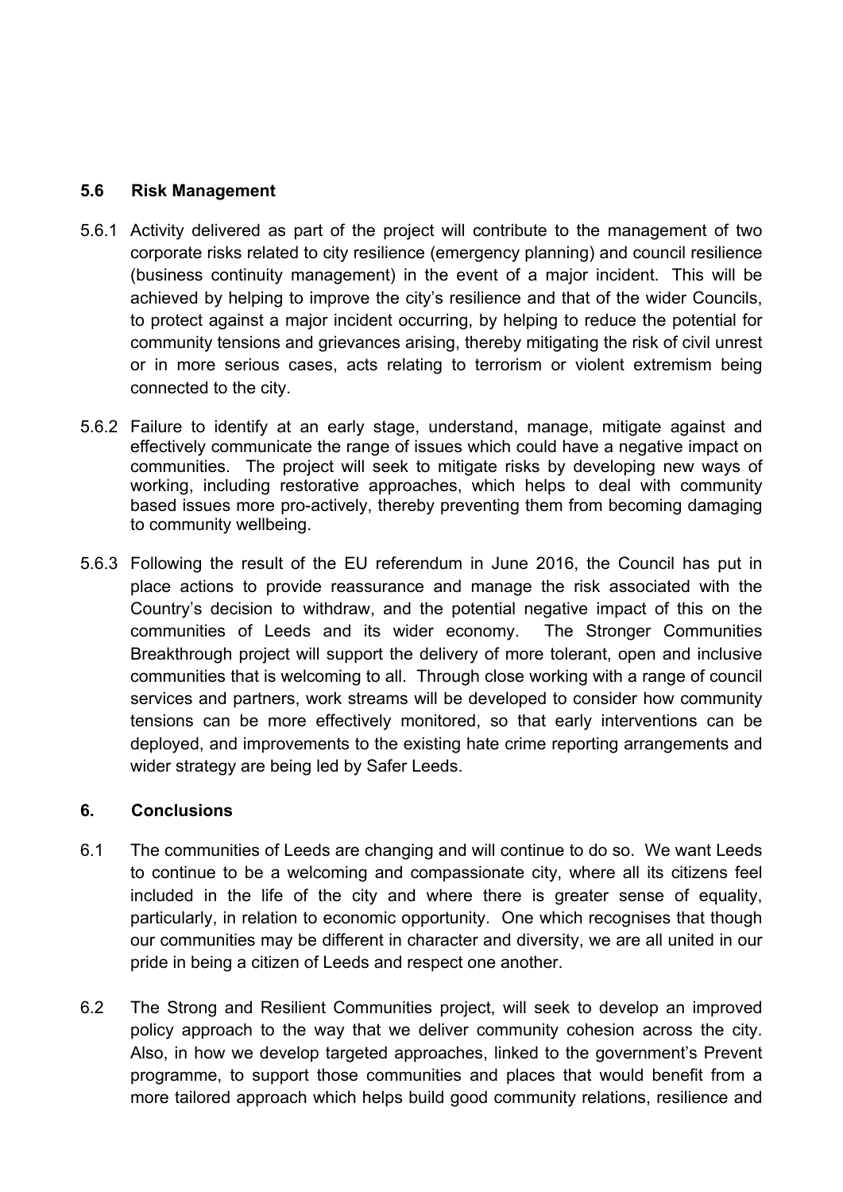### 5.6 Risk Management

5.6.1 Activity delivered as part of the project will contribute to the management of two corporate risks related to city resilience (emergency planning) and council resilience (business continuity management) in the event of a major incident. This will be achieved by helping to improve the city's resilience and that of the wider Councils, to protect against a major incident occurring, by helping to reduce the potential for community tensions and grievances arising, thereby mitigating the risk of civil unrest or in more serious cases, acts relating to terrorism or violent extremism being connected to the city.

5.6.2 Failure to identify at an early stage, understand, manage, mitigate against and effectively communicate the range of issues which could have a negative impact on communities. The project will seek to mitigate risks by developing new ways of working, including restorative approaches, which helps to deal with community based issues more pro-actively, thereby preventing them from becoming damaging to community wellbeing.

5.6.3 Following the result of the EU referendum in June 2016, the Council has put in place actions to provide reassurance and manage the risk associated with the Country's decision to withdraw, and the potential negative impact of this on the communities of Leeds and its wider economy. The Stronger Communities Breakthrough project will support the delivery of more tolerant, open and inclusive communities that is welcoming to all. Through close working with a range of council services and partners, work streams will be developed to consider how community tensions can be more effectively monitored, so that early interventions can be deployed, and improvements to the existing hate crime reporting arrangements and wider strategy are being led by Safer Leeds.

## 6. Conclusions

6.1 The communities of Leeds are changing and will continue to do so. We want Leeds to continue to be a welcoming and compassionate city, where all its citizens feel included in the life of the city and where there is greater sense of equality, particularly, in relation to economic opportunity. One which recognises that though our communities may be different in character and diversity, we are all united in our pride in being a citizen of Leeds and respect one another.

6.2 The Strong and Resilient Communities project, will seek to develop an improved policy approach to the way that we deliver community cohesion across the city. Also, in how we develop targeted approaches, linked to the government's Prevent programme, to support those communities and places that would benefit from a more tailored approach which helps build good community relations, resilience and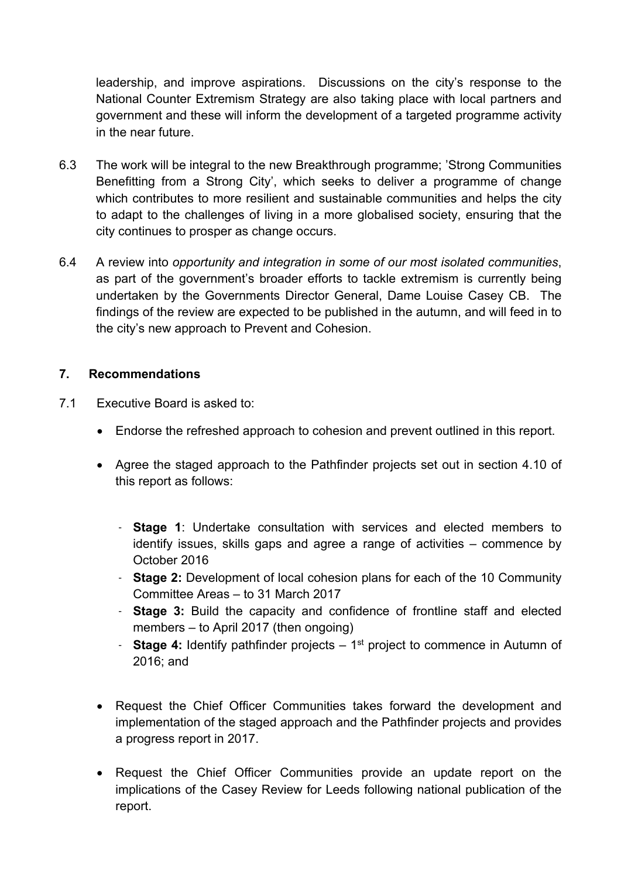leadership, and improve aspirations. Discussions on the city's response to the National Counter Extremism Strategy are also taking place with local partners and government and these will inform the development of a targeted programme activity in the near future.

6.3 The work will be integral to the new Breakthrough programme; 'Strong Communities Benefitting from a Strong City', which seeks to deliver a programme of change which contributes to more resilient and sustainable communities and helps the city to adapt to the challenges of living in a more globalised society, ensuring that the city continues to prosper as change occurs.

6.4 A review into *opportunity and integration in some of our most isolated communities*, as part of the government's broader efforts to tackle extremism is currently being undertaken by the Governments Director General, Dame Louise Casey CB. The findings of the review are expected to be published in the autumn, and will feed in to the city's new approach to Prevent and Cohesion.

## 7. Recommendations

7.1 Executive Board is asked to:

- Endorse the refreshed approach to cohesion and prevent outlined in this report.
- Agree the staged approach to the Pathfinder projects set out in section 4.10 of this report as follows:
  - **Stage 1**: Undertake consultation with services and elected members to identify issues, skills gaps and agree a range of activities – commence by October 2016
  - **Stage 2:** Development of local cohesion plans for each of the 10 Community Committee Areas – to 31 March 2017
  - **Stage 3:** Build the capacity and confidence of frontline staff and elected members – to April 2017 (then ongoing)
  - **Stage 4:** Identify pathfinder projects – 1st project to commence in Autumn of 2016; and
- Request the Chief Officer Communities takes forward the development and implementation of the staged approach and the Pathfinder projects and provides a progress report in 2017.
- Request the Chief Officer Communities provide an update report on the implications of the Casey Review for Leeds following national publication of the report.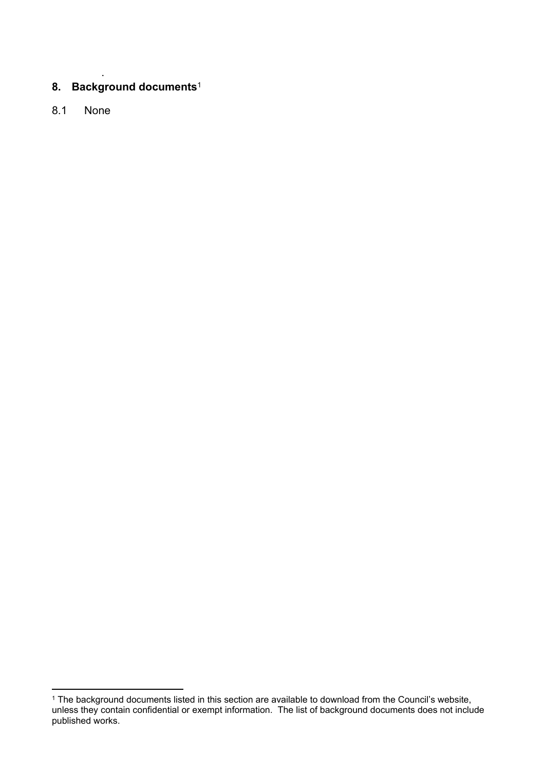.

## 8. Background documents[1]

8.1 None

[1] The background documents listed in this section are available to download from the Council's website, unless they contain confidential or exempt information. The list of background documents does not include published works.